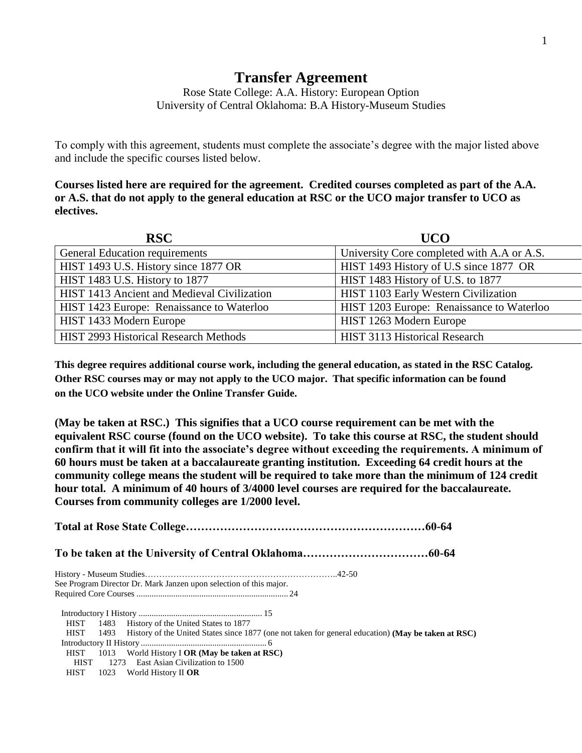# Transfer Agreement

Rose State College: A.A. History: European Option
University of Central Oklahoma: B.A History-Museum Studies

To comply with this agreement, students must complete the associate's degree with the major listed above and include the specific courses listed below.

**Courses listed here are required for the agreement. Credited courses completed as part of the A.A. or A.S. that do not apply to the general education at RSC or the UCO major transfer to UCO as electives.**

| RSC | UCO |
|---|---|
| General Education requirements | University Core completed with A.A or A.S. |
| HIST 1493 U.S. History since 1877 OR | HIST 1493 History of U.S since 1877 OR |
| HIST 1483 U.S. History to 1877 | HIST 1483 History of U.S. to 1877 |
| HIST 1413 Ancient and Medieval Civilization | HIST 1103 Early Western Civilization |
| HIST 1423 Europe: Renaissance to Waterloo | HIST 1203 Europe: Renaissance to Waterloo |
| HIST 1433 Modern Europe | HIST 1263 Modern Europe |
| HIST 2993 Historical Research Methods | HIST 3113 Historical Research |

**This degree requires additional course work, including the general education, as stated in the RSC Catalog. Other RSC courses may or may not apply to the UCO major. That specific information can be found on the UCO website under the Online Transfer Guide.**

**(May be taken at RSC.) This signifies that a UCO course requirement can be met with the equivalent RSC course (found on the UCO website). To take this course at RSC, the student should confirm that it will fit into the associate's degree without exceeding the requirements. A minimum of 60 hours must be taken at a baccalaureate granting institution. Exceeding 64 credit hours at the community college means the student will be required to take more than the minimum of 124 credit hour total. A minimum of 40 hours of 3/4000 level courses are required for the baccalaureate. Courses from community colleges are 1/2000 level.**

**Total at Rose State College……………………………………………………60-64**

**To be taken at the University of Central Oklahoma……………………………60-64**

History - Museum Studies…………………………………………………………..42-50
See Program Director Dr. Mark Janzen upon selection of this major.
Required Core Courses ..................................................................... 24

Introductory I History ........................................................ 15
- HIST 1483 History of the United States to 1877
- HIST 1493 History of the United States since 1877 (one not taken for general education) **(May be taken at RSC)**

Introductory II History .......................................................... 6
- HIST 1013 World History I **OR (May be taken at RSC)**
  - HIST 1273 East Asian Civilization to 1500
- HIST 1023 World History II **OR**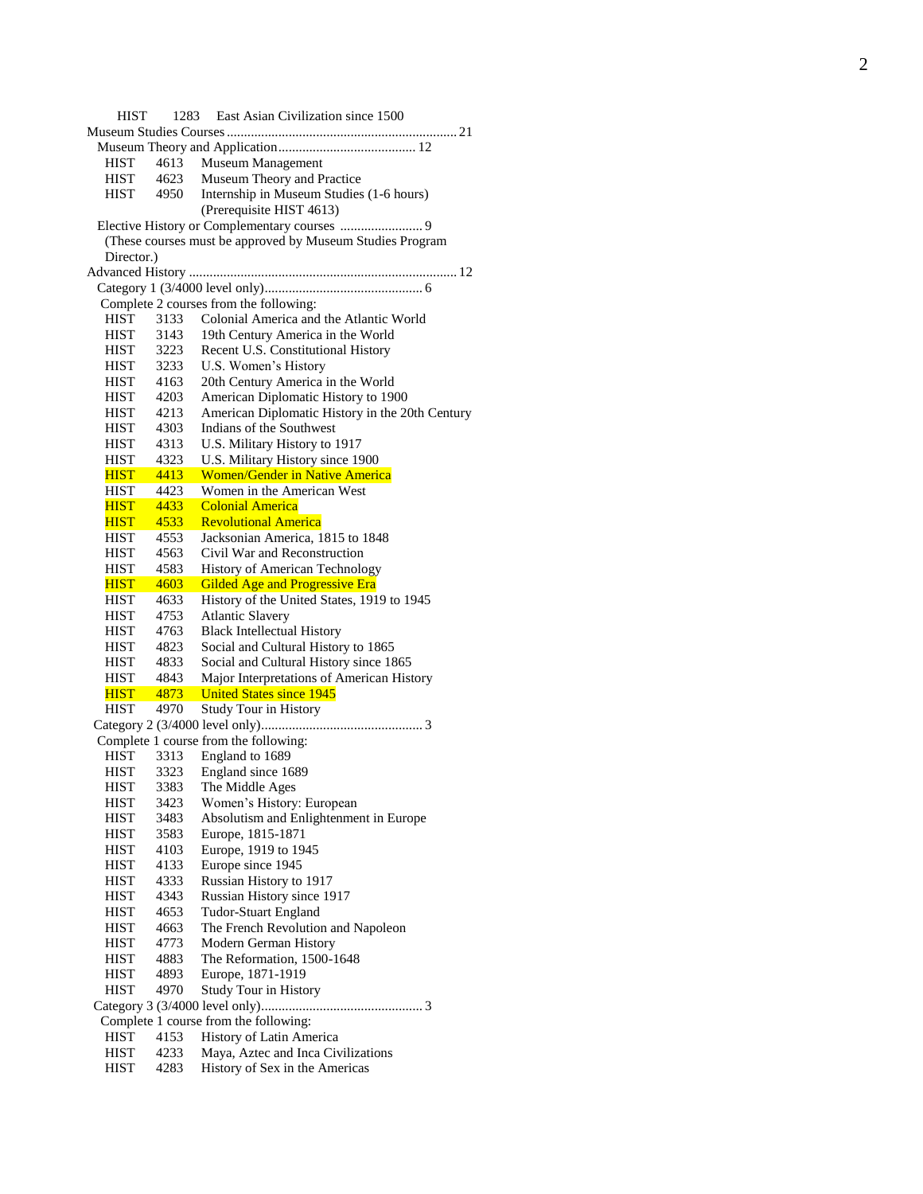HIST 1283 East Asian Civilization since 1500

Museum Studies Courses .................................................................. 21

Museum Theory and Application........................................ 12

- HIST 4613 Museum Management
- HIST 4623 Museum Theory and Practice
- HIST 4950 Internship in Museum Studies (1-6 hours) (Prerequisite HIST 4613)

Elective History or Complementary courses ........................ 9

(These courses must be approved by Museum Studies Program Director.)

Advanced History ............................................................................ 12

Category 1 (3/4000 level only)............................................. 6

Complete 2 courses from the following:

- HIST 3133 Colonial America and the Atlantic World
- HIST 3143 19th Century America in the World
- HIST 3223 Recent U.S. Constitutional History
- HIST 3233 U.S. Women's History
- HIST 4163 20th Century America in the World
- HIST 4203 American Diplomatic History to 1900
- HIST 4213 American Diplomatic History in the 20th Century
- HIST 4303 Indians of the Southwest
- HIST 4313 U.S. Military History to 1917
- HIST 4323 U.S. Military History since 1900
- HIST 4413 Women/Gender in Native America
- HIST 4423 Women in the American West
- HIST 4433 Colonial America
- HIST 4533 Revolutionary America
- HIST 4553 Jacksonian America, 1815 to 1848
- HIST 4563 Civil War and Reconstruction
- HIST 4583 History of American Technology
- HIST 4603 Gilded Age and Progressive Era
- HIST 4633 History of the United States, 1919 to 1945
- HIST 4753 Atlantic Slavery
- HIST 4763 Black Intellectual History
- HIST 4823 Social and Cultural History to 1865
- HIST 4833 Social and Cultural History since 1865
- HIST 4843 Major Interpretations of American History
- HIST 4873 United States since 1945
- HIST 4970 Study Tour in History

Category 2 (3/4000 level only).............................................. 3

Complete 1 course from the following:

- HIST 3313 England to 1689
- HIST 3323 England since 1689
- HIST 3383 The Middle Ages
- HIST 3423 Women's History: European
- HIST 3483 Absolutism and Enlightenment in Europe
- HIST 3583 Europe, 1815-1871
- HIST 4103 Europe, 1919 to 1945
- HIST 4133 Europe since 1945
- HIST 4333 Russian History to 1917
- HIST 4343 Russian History since 1917
- HIST 4653 Tudor-Stuart England
- HIST 4663 The French Revolution and Napoleon
- HIST 4773 Modern German History
- HIST 4883 The Reformation, 1500-1648
- HIST 4893 Europe, 1871-1919
- HIST 4970 Study Tour in History

Category 3 (3/4000 level only).............................................. 3

Complete 1 course from the following:

- HIST 4153 History of Latin America
- HIST 4233 Maya, Aztec and Inca Civilizations
- HIST 4283 History of Sex in the Americas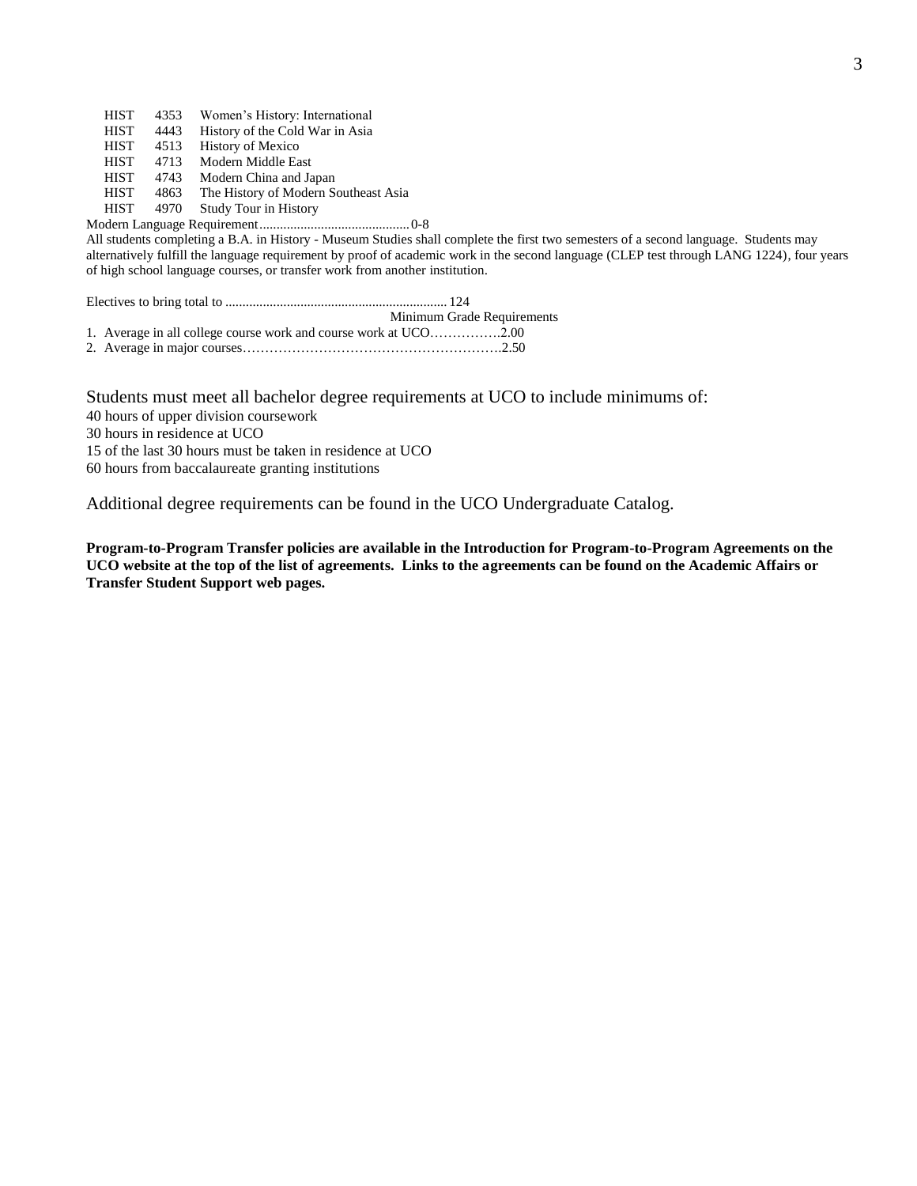| | | |
|---|---|---|
| HIST | 4353 | Women's History: International |
| HIST | 4443 | History of the Cold War in Asia |
| HIST | 4513 | History of Mexico |
| HIST | 4713 | Modern Middle East |
| HIST | 4743 | Modern China and Japan |
| HIST | 4863 | The History of Modern Southeast Asia |
| HIST | 4970 | Study Tour in History |

Modern Language Requirement............................................0-8

All students completing a B.A. in History - Museum Studies shall complete the first two semesters of a second language. Students may alternatively fulfill the language requirement by proof of academic work in the second language (CLEP test through LANG 1224), four years of high school language courses, or transfer work from another institution.

Electives to bring total to ................................................................124

Minimum Grade Requirements

1. Average in all college course work and course work at UCO…………….2.00
2. Average in major courses………………………………………………….2.50

Students must meet all bachelor degree requirements at UCO to include minimums of:

40 hours of upper division coursework
30 hours in residence at UCO
15 of the last 30 hours must be taken in residence at UCO
60 hours from baccalaureate granting institutions

Additional degree requirements can be found in the UCO Undergraduate Catalog.

**Program-to-Program Transfer policies are available in the Introduction for Program-to-Program Agreements on the UCO website at the top of the list of agreements. Links to the agreements can be found on the Academic Affairs or Transfer Student Support web pages.**